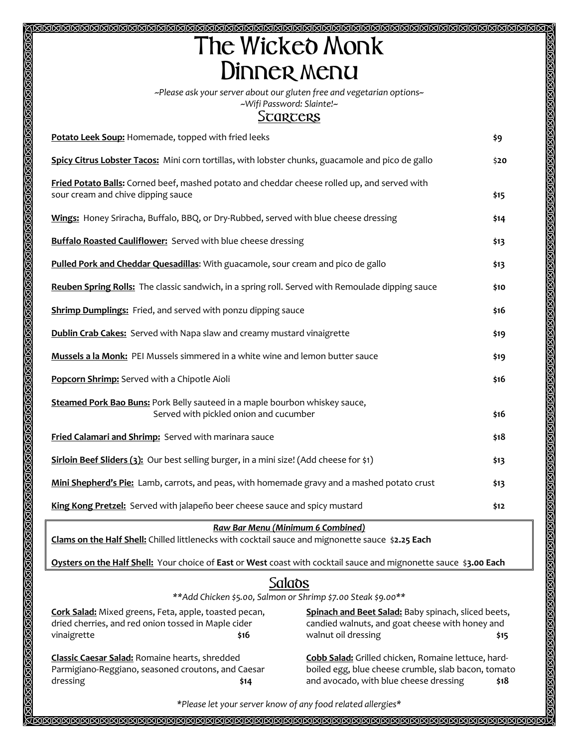# The Wicked Monk
# Dinner Menu

*~Please ask your server about our gluten free and vegetarian options~*
*~Wifi Password: Slainte!~*

## Starters

**Potato Leek Soup:** Homemade, topped with fried leeks **$9**

**Spicy Citrus Lobster Tacos:** Mini corn tortillas, with lobster chunks, guacamole and pico de gallo $**20**

**Fried Potato Balls:** Corned beef, mashed potato and cheddar cheese rolled up, and served with sour cream and chive dipping sauce **$15**

**Wings:** Honey Sriracha, Buffalo, BBQ, or Dry-Rubbed, served with blue cheese dressing **$14**

**Buffalo Roasted Cauliflower:** Served with blue cheese dressing **$13**

**Pulled Pork and Cheddar Quesadillas**: With guacamole, sour cream and pico de gallo **$13**

**Reuben Spring Rolls:** The classic sandwich, in a spring roll. Served with Remoulade dipping sauce **$10**

**Shrimp Dumplings:** Fried, and served with ponzu dipping sauce **$16**

**Dublin Crab Cakes:** Served with Napa slaw and creamy mustard vinaigrette **$19**

**Mussels a la Monk:** PEI Mussels simmered in a white wine and lemon butter sauce **$19**

**Popcorn Shrimp:** Served with a Chipotle Aioli **$16**

**Steamed Pork Bao Buns:** Pork Belly sauteed in a maple bourbon whiskey sauce, Served with pickled onion and cucumber **$16**

**Fried Calamari and Shrimp:** Served with marinara sauce **$18**

**Sirloin Beef Sliders (3):** Our best selling burger, in a mini size! (Add cheese for $1) **$13**

**Mini Shepherd's Pie:** Lamb, carrots, and peas, with homemade gravy and a mashed potato crust **$13**

**King Kong Pretzel:** Served with jalapeño beer cheese sauce and spicy mustard **$12**

***Raw Bar Menu (Minimum 6 Combined)***

**Clams on the Half Shell:** Chilled littlenecks with cocktail sauce and mignonette sauce $**2.25 Each**

**Oysters on the Half Shell:** Your choice of **East** or **West** coast with cocktail sauce and mignonette sauce $**3.00 Each**

## Salads

*\*\*Add Chicken $5.00, Salmon or Shrimp $7.00 Steak $9.00\*\**

**Cork Salad:** Mixed greens, Feta, apple, toasted pecan, dried cherries, and red onion tossed in Maple cider vinaigrette **$16**

**Classic Caesar Salad:** Romaine hearts, shredded Parmigiano-Reggiano, seasoned croutons, and Caesar dressing **$14**

**Spinach and Beet Salad:** Baby spinach, sliced beets, candied walnuts, and goat cheese with honey and walnut oil dressing **$15**

**Cobb Salad:** Grilled chicken, Romaine lettuce, hard-boiled egg, blue cheese crumble, slab bacon, tomato and avocado, with blue cheese dressing **$18**

*\*Please let your server know of any food related allergies\**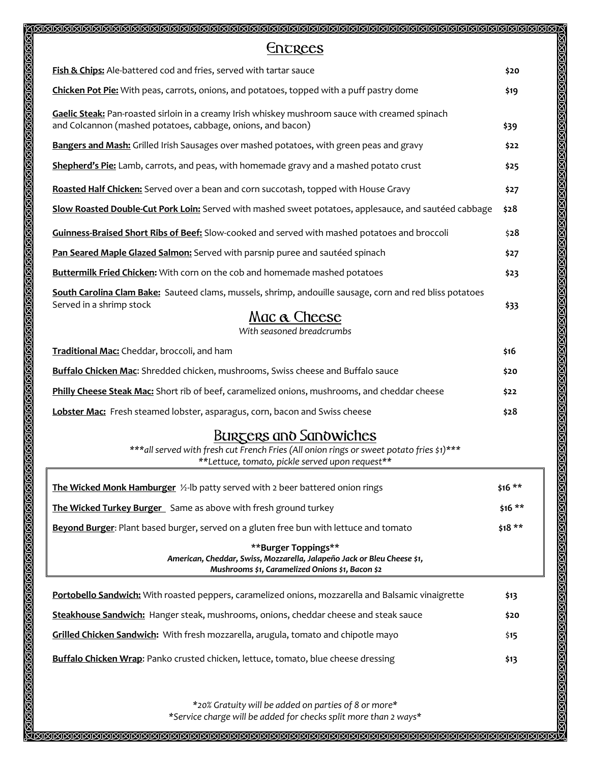## Entrees

**Fish & Chips:** Ale-battered cod and fries, served with tartar sauce **$20**

**Chicken Pot Pie:** With peas, carrots, onions, and potatoes, topped with a puff pastry dome **$19**

**Gaelic Steak:** Pan-roasted sirloin in a creamy Irish whiskey mushroom sauce with creamed spinach and Colcannon (mashed potatoes, cabbage, onions, and bacon) **$39**

**Bangers and Mash:** Grilled Irish Sausages over mashed potatoes, with green peas and gravy **$22**

**Shepherd's Pie:** Lamb, carrots, and peas, with homemade gravy and a mashed potato crust **$25**

**Roasted Half Chicken:** Served over a bean and corn succotash, topped with House Gravy **$27**

**Slow Roasted Double-Cut Pork Loin:** Served with mashed sweet potatoes, applesauce, and sautéed cabbage **$28**

**Guinness-Braised Short Ribs of Beef:** Slow-cooked and served with mashed potatoes and broccoli **$28**

**Pan Seared Maple Glazed Salmon:** Served with parsnip puree and sautéed spinach **$27**

**Buttermilk Fried Chicken:** With corn on the cob and homemade mashed potatoes **$23**

**South Carolina Clam Bake:** Sauteed clams, mussels, shrimp, andouille sausage, corn and red bliss potatoes Served in a shrimp stock **$33**

## Mac & Cheese

*With seasoned breadcrumbs*

**Traditional Mac:** Cheddar, broccoli, and ham **$16**

**Buffalo Chicken Mac:** Shredded chicken, mushrooms, Swiss cheese and Buffalo sauce **$20**

**Philly Cheese Steak Mac:** Short rib of beef, caramelized onions, mushrooms, and cheddar cheese **$22**

**Lobster Mac:** Fresh steamed lobster, asparagus, corn, bacon and Swiss cheese **$28**

## Burgers and Sandwiches

****all served with fresh cut French Fries (All onion rings or sweet potato fries $1)****

***Lettuce, tomato, pickle served upon request***

**The Wicked Monk Hamburger** ½-lb patty served with 2 beer battered onion rings **$16 ****

**The Wicked Turkey Burger** Same as above with fresh ground turkey **$16 ****

**Beyond Burger**: Plant based burger, served on a gluten free bun with lettuce and tomato **$18 ****

****Burger Toppings****

***American, Cheddar, Swiss, Mozzarella, Jalapeño Jack or Bleu Cheese $1,***
***Mushrooms $1, Caramelized Onions $1, Bacon $2***

**Portobello Sandwich:** With roasted peppers, caramelized onions, mozzarella and Balsamic vinaigrette **$13**

**Steakhouse Sandwich:** Hanger steak, mushrooms, onions, cheddar cheese and steak sauce **$20**

**Grilled Chicken Sandwich:** With fresh mozzarella, arugula, tomato and chipotle mayo **$15**

**Buffalo Chicken Wrap**: Panko crusted chicken, lettuce, tomato, blue cheese dressing **$13**

**20% Gratuity will be added on parties of 8 or more**

**Service charge will be added for checks split more than 2 ways**